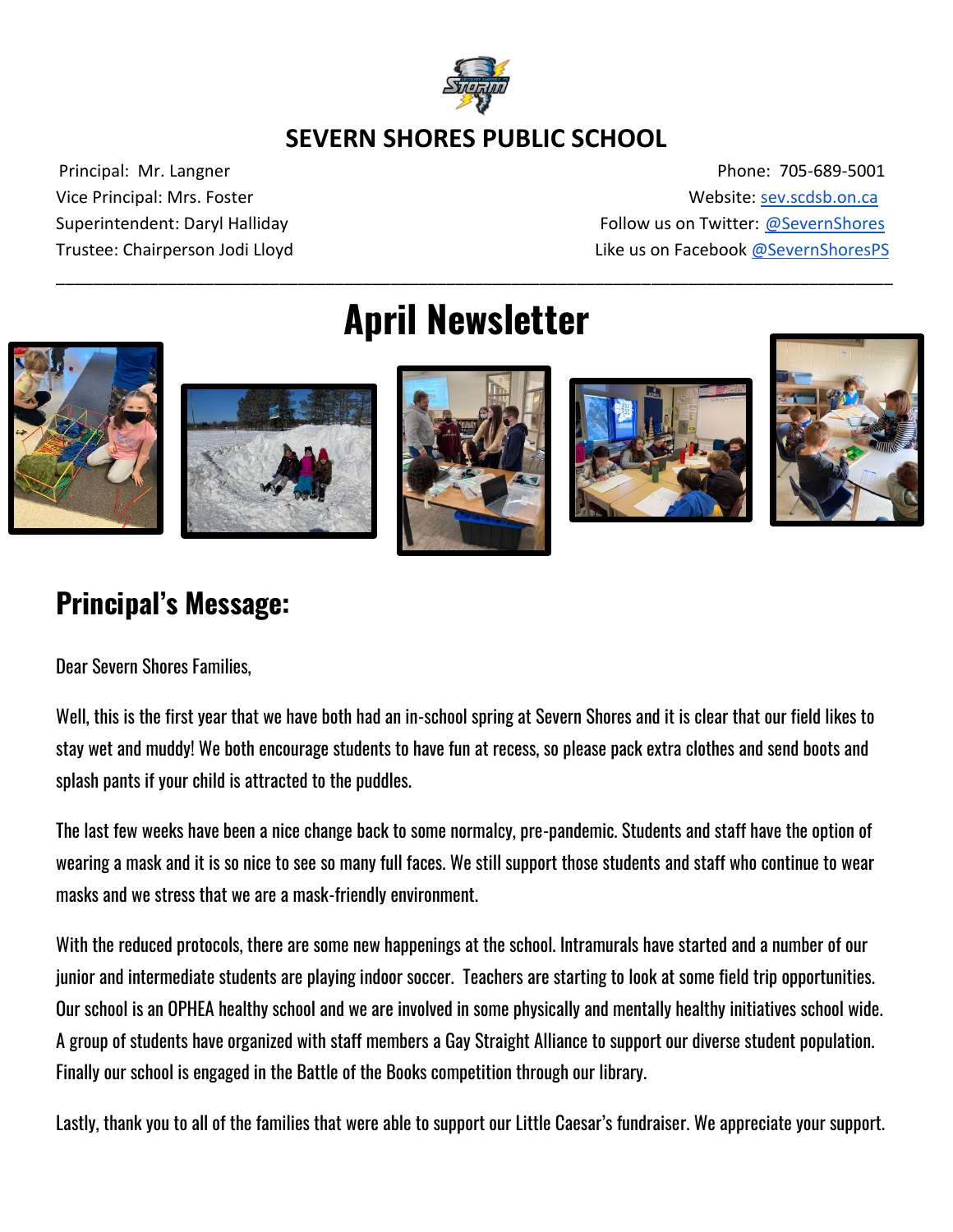# SEVERN SHORES PUBLIC SCHOOL

Principal: Mr. Langner
Vice Principal: Mrs. Foster
Superintendent: Daryl Halliday
Trustee: Chairperson Jodi Lloyd

Phone: 705-689-5001
Website: sev.scdsb.on.ca
Follow us on Twitter: @SevernShores
Like us on Facebook @SevernShoresPS

---

# April Newsletter

## Principal's Message:

Dear Severn Shores Families,

Well, this is the first year that we have both had an in-school spring at Severn Shores and it is clear that our field likes to stay wet and muddy! We both encourage students to have fun at recess, so please pack extra clothes and send boots and splash pants if your child is attracted to the puddles.

The last few weeks have been a nice change back to some normalcy, pre-pandemic. Students and staff have the option of wearing a mask and it is so nice to see so many full faces. We still support those students and staff who continue to wear masks and we stress that we are a mask-friendly environment.

With the reduced protocols, there are some new happenings at the school. Intramurals have started and a number of our junior and intermediate students are playing indoor soccer. Teachers are starting to look at some field trip opportunities. Our school is an OPHEA healthy school and we are involved in some physically and mentally healthy initiatives school wide. A group of students have organized with staff members a Gay Straight Alliance to support our diverse student population. Finally our school is engaged in the Battle of the Books competition through our library.

Lastly, thank you to all of the families that were able to support our Little Caesar's fundraiser. We appreciate your support.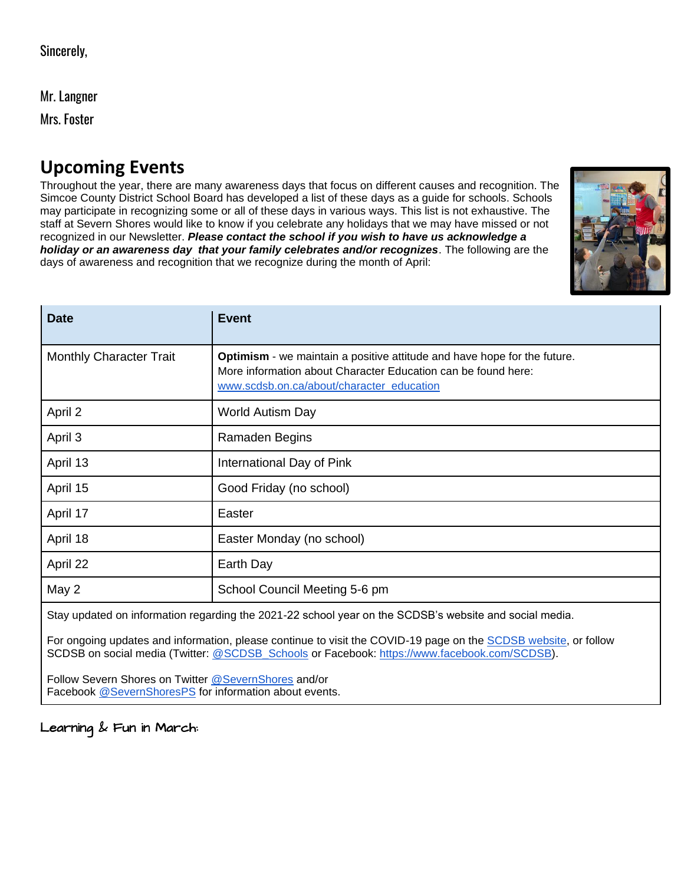Sincerely,

Mr. Langner

Mrs. Foster

## Upcoming Events

Throughout the year, there are many awareness days that focus on different causes and recognition. The Simcoe County District School Board has developed a list of these days as a guide for schools. Schools may participate in recognizing some or all of these days in various ways. This list is not exhaustive. The staff at Severn Shores would like to know if you celebrate any holidays that we may have missed or not recognized in our Newsletter. ***Please contact the school if you wish to have us acknowledge a holiday or an awareness day that your family celebrates and/or recognizes***. The following are the days of awareness and recognition that we recognize during the month of April:

| Date | Event |
|---|---|
| Monthly Character Trait | **Optimism** - we maintain a positive attitude and have hope for the future. More information about Character Education can be found here: www.scdsb.on.ca/about/character_education |
| April 2 | World Autism Day |
| April 3 | Ramaden Begins |
| April 13 | International Day of Pink |
| April 15 | Good Friday (no school) |
| April 17 | Easter |
| April 18 | Easter Monday (no school) |
| April 22 | Earth Day |
| May 2 | School Council Meeting 5-6 pm |

Stay updated on information regarding the 2021-22 school year on the SCDSB's website and social media.

For ongoing updates and information, please continue to visit the COVID-19 page on the SCDSB website, or follow SCDSB on social media (Twitter: @SCDSB_Schools or Facebook: https://www.facebook.com/SCDSB).

Follow Severn Shores on Twitter @SevernShores and/or
Facebook @SevernShoresPS for information about events.

### Learning & Fun in March: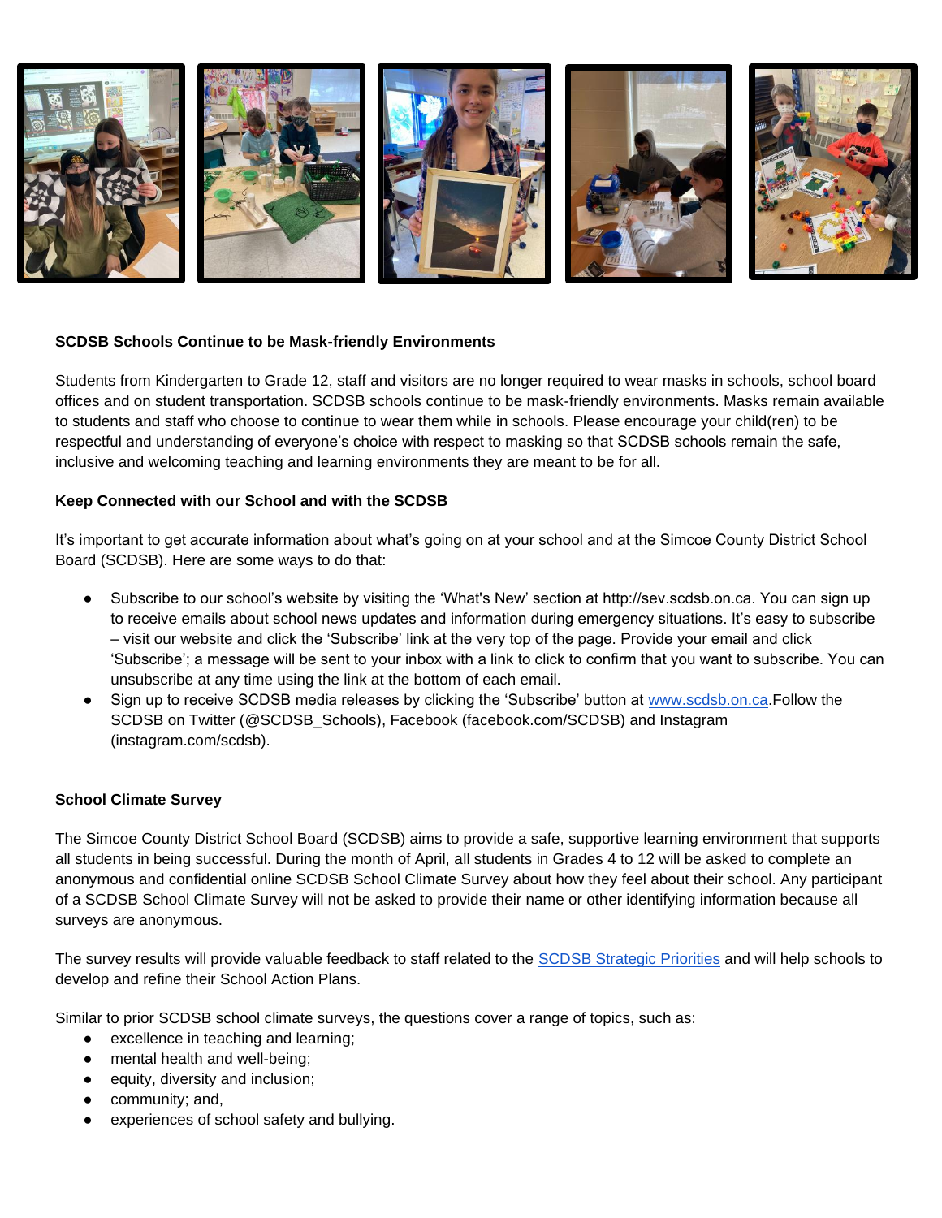**SCDSB Schools Continue to be Mask-friendly Environments**

Students from Kindergarten to Grade 12, staff and visitors are no longer required to wear masks in schools, school board offices and on student transportation. SCDSB schools continue to be mask-friendly environments. Masks remain available to students and staff who choose to continue to wear them while in schools. Please encourage your child(ren) to be respectful and understanding of everyone's choice with respect to masking so that SCDSB schools remain the safe, inclusive and welcoming teaching and learning environments they are meant to be for all.

**Keep Connected with our School and with the SCDSB**

It's important to get accurate information about what's going on at your school and at the Simcoe County District School Board (SCDSB). Here are some ways to do that:

- Subscribe to our school's website by visiting the 'What's New' section at http://sev.scdsb.on.ca. You can sign up to receive emails about school news updates and information during emergency situations. It's easy to subscribe – visit our website and click the 'Subscribe' link at the very top of the page. Provide your email and click 'Subscribe'; a message will be sent to your inbox with a link to click to confirm that you want to subscribe. You can unsubscribe at any time using the link at the bottom of each email.
- Sign up to receive SCDSB media releases by clicking the 'Subscribe' button at [www.scdsb.on.ca](www.scdsb.on.ca).Follow the SCDSB on Twitter (@SCDSB_Schools), Facebook (facebook.com/SCDSB) and Instagram (instagram.com/scdsb).

**School Climate Survey**

The Simcoe County District School Board (SCDSB) aims to provide a safe, supportive learning environment that supports all students in being successful. During the month of April, all students in Grades 4 to 12 will be asked to complete an anonymous and confidential online SCDSB School Climate Survey about how they feel about their school. Any participant of a SCDSB School Climate Survey will not be asked to provide their name or other identifying information because all surveys are anonymous.

The survey results will provide valuable feedback to staff related to the SCDSB Strategic Priorities and will help schools to develop and refine their School Action Plans.

Similar to prior SCDSB school climate surveys, the questions cover a range of topics, such as:

- excellence in teaching and learning;
- mental health and well-being;
- equity, diversity and inclusion;
- community; and,
- experiences of school safety and bullying.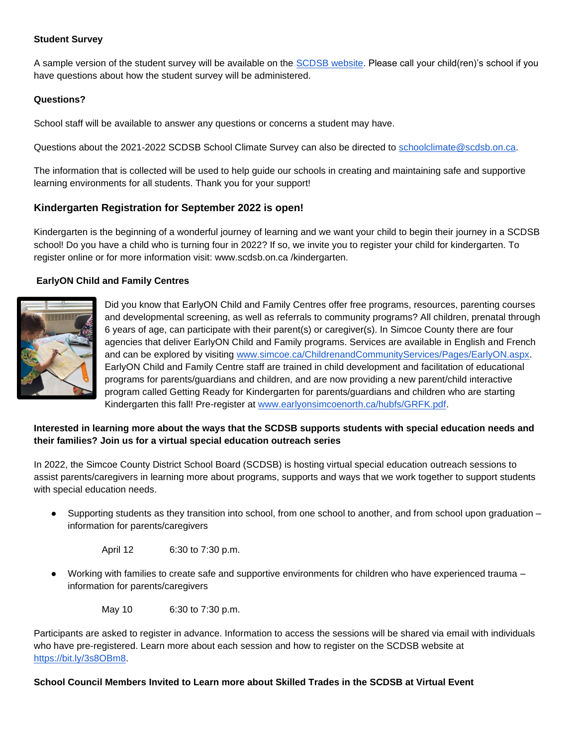**Student Survey**

A sample version of the student survey will be available on the [SCDSB website](). Please call your child(ren)'s school if you have questions about how the student survey will be administered.

**Questions?**

School staff will be available to answer any questions or concerns a student may have.

Questions about the 2021-2022 SCDSB School Climate Survey can also be directed to schoolclimate@scdsb.on.ca.

The information that is collected will be used to help guide our schools in creating and maintaining safe and supportive learning environments for all students. Thank you for your support!

### Kindergarten Registration for September 2022 is open!

Kindergarten is the beginning of a wonderful journey of learning and we want your child to begin their journey in a SCDSB school! Do you have a child who is turning four in 2022? If so, we invite you to register your child for kindergarten. To register online or for more information visit: www.scdsb.on.ca /kindergarten.

**EarlyON Child and Family Centres**

Did you know that EarlyON Child and Family Centres offer free programs, resources, parenting courses and developmental screening, as well as referrals to community programs? All children, prenatal through 6 years of age, can participate with their parent(s) or caregiver(s). In Simcoe County there are four agencies that deliver EarlyON Child and Family programs. Services are available in English and French and can be explored by visiting www.simcoe.ca/ChildrenandCommunityServices/Pages/EarlyON.aspx. EarlyON Child and Family Centre staff are trained in child development and facilitation of educational programs for parents/guardians and children, and are now providing a new parent/child interactive program called Getting Ready for Kindergarten for parents/guardians and children who are starting Kindergarten this fall! Pre-register at www.earlyonsimcoenorth.ca/hubfs/GRFK.pdf.

**Interested in learning more about the ways that the SCDSB supports students with special education needs and their families? Join us for a virtual special education outreach series**

In 2022, the Simcoe County District School Board (SCDSB) is hosting virtual special education outreach sessions to assist parents/caregivers in learning more about programs, supports and ways that we work together to support students with special education needs.

- Supporting students as they transition into school, from one school to another, and from school upon graduation – information for parents/caregivers

  April 12 6:30 to 7:30 p.m.

- Working with families to create safe and supportive environments for children who have experienced trauma – information for parents/caregivers

  May 10 6:30 to 7:30 p.m.

Participants are asked to register in advance. Information to access the sessions will be shared via email with individuals who have pre-registered. Learn more about each session and how to register on the SCDSB website at https://bit.ly/3s8OBm8.

**School Council Members Invited to Learn more about Skilled Trades in the SCDSB at Virtual Event**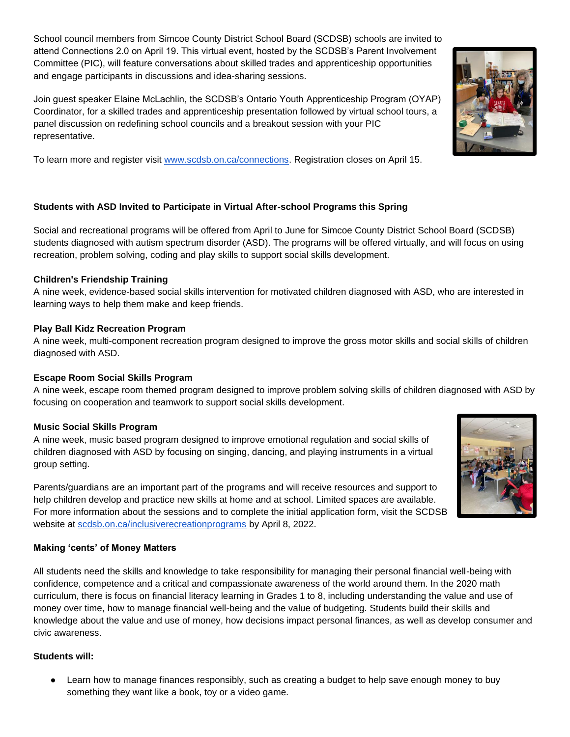School council members from Simcoe County District School Board (SCDSB) schools are invited to attend Connections 2.0 on April 19. This virtual event, hosted by the SCDSB's Parent Involvement Committee (PIC), will feature conversations about skilled trades and apprenticeship opportunities and engage participants in discussions and idea-sharing sessions.

Join guest speaker Elaine McLachlin, the SCDSB's Ontario Youth Apprenticeship Program (OYAP) Coordinator, for a skilled trades and apprenticeship presentation followed by virtual school tours, a panel discussion on redefining school councils and a breakout session with your PIC representative.

To learn more and register visit [www.scdsb.on.ca/connections](www.scdsb.on.ca/connections). Registration closes on April 15.

**Students with ASD Invited to Participate in Virtual After-school Programs this Spring**

Social and recreational programs will be offered from April to June for Simcoe County District School Board (SCDSB) students diagnosed with autism spectrum disorder (ASD). The programs will be offered virtually, and will focus on using recreation, problem solving, coding and play skills to support social skills development.

**Children's Friendship Training**
A nine week, evidence-based social skills intervention for motivated children diagnosed with ASD, who are interested in learning ways to help them make and keep friends.

**Play Ball Kidz Recreation Program**
A nine week, multi-component recreation program designed to improve the gross motor skills and social skills of children diagnosed with ASD.

**Escape Room Social Skills Program**
A nine week, escape room themed program designed to improve problem solving skills of children diagnosed with ASD by focusing on cooperation and teamwork to support social skills development.

**Music Social Skills Program**
A nine week, music based program designed to improve emotional regulation and social skills of children diagnosed with ASD by focusing on singing, dancing, and playing instruments in a virtual group setting.

Parents/guardians are an important part of the programs and will receive resources and support to help children develop and practice new skills at home and at school. Limited spaces are available. For more information about the sessions and to complete the initial application form, visit the SCDSB website at [scdsb.on.ca/inclusiverecreationprograms](scdsb.on.ca/inclusiverecreationprograms) by April 8, 2022.

**Making 'cents' of Money Matters**

All students need the skills and knowledge to take responsibility for managing their personal financial well-being with confidence, competence and a critical and compassionate awareness of the world around them. In the 2020 math curriculum, there is focus on financial literacy learning in Grades 1 to 8, including understanding the value and use of money over time, how to manage financial well-being and the value of budgeting. Students build their skills and knowledge about the value and use of money, how decisions impact personal finances, as well as develop consumer and civic awareness.

**Students will:**

- Learn how to manage finances responsibly, such as creating a budget to help save enough money to buy something they want like a book, toy or a video game.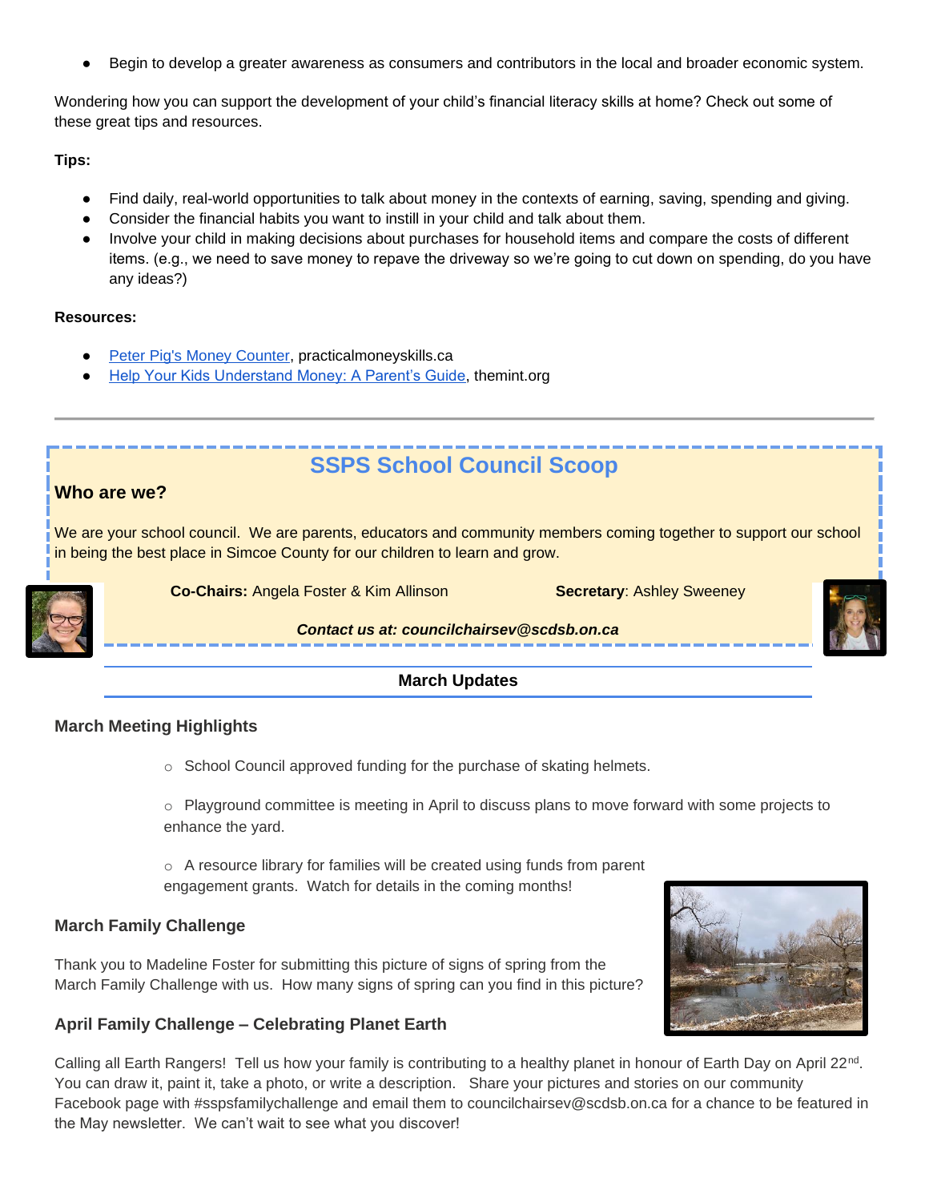- Begin to develop a greater awareness as consumers and contributors in the local and broader economic system.

Wondering how you can support the development of your child's financial literacy skills at home? Check out some of these great tips and resources.

**Tips:**

- Find daily, real-world opportunities to talk about money in the contexts of earning, saving, spending and giving.
- Consider the financial habits you want to instill in your child and talk about them.
- Involve your child in making decisions about purchases for household items and compare the costs of different items. (e.g., we need to save money to repave the driveway so we're going to cut down on spending, do you have any ideas?)

**Resources:**

- Peter Pig's Money Counter, practicalmoneyskills.ca
- Help Your Kids Understand Money: A Parent's Guide, themint.org

---

## SSPS School Council Scoop

### Who are we?

We are your school council. We are parents, educators and community members coming together to support our school in being the best place in Simcoe County for our children to learn and grow.

**Co-Chairs:** Angela Foster & Kim Allinson **Secretary**: Ashley Sweeney

***Contact us at: councilchairsev@scdsb.on.ca***

**March Updates**

### March Meeting Highlights

- School Council approved funding for the purchase of skating helmets.
- Playground committee is meeting in April to discuss plans to move forward with some projects to enhance the yard.
- A resource library for families will be created using funds from parent engagement grants. Watch for details in the coming months!

### March Family Challenge

Thank you to Madeline Foster for submitting this picture of signs of spring from the March Family Challenge with us. How many signs of spring can you find in this picture?

### April Family Challenge – Celebrating Planet Earth

Calling all Earth Rangers! Tell us how your family is contributing to a healthy planet in honour of Earth Day on April 22nd. You can draw it, paint it, take a photo, or write a description. Share your pictures and stories on our community Facebook page with #sspsfamilychallenge and email them to councilchairsev@scdsb.on.ca for a chance to be featured in the May newsletter. We can't wait to see what you discover!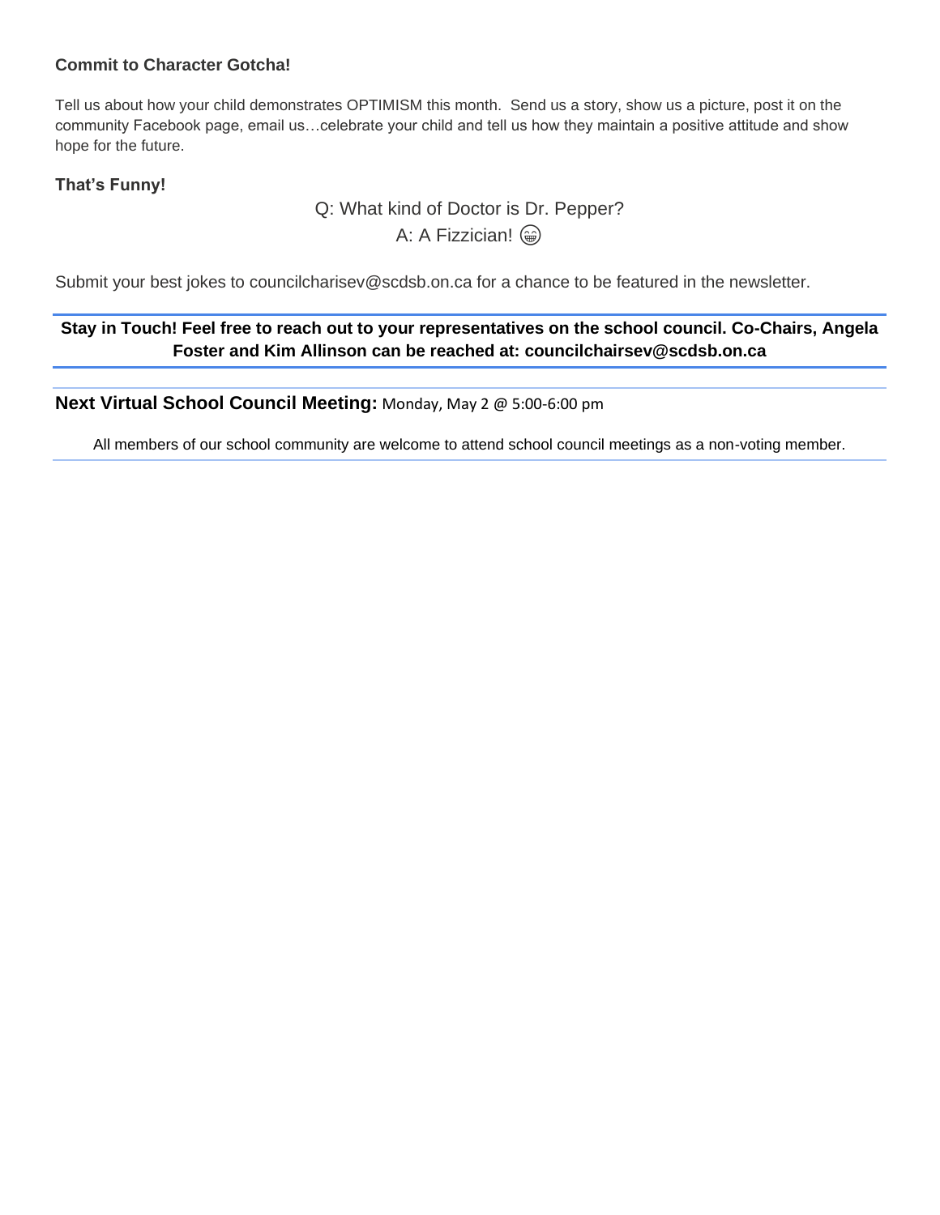**Commit to Character Gotcha!**

Tell us about how your child demonstrates OPTIMISM this month. Send us a story, show us a picture, post it on the community Facebook page, email us…celebrate your child and tell us how they maintain a positive attitude and show hope for the future.

**That's Funny!**

Q: What kind of Doctor is Dr. Pepper?

A: A Fizzician! 😁

Submit your best jokes to councilcharisev@scdsb.on.ca for a chance to be featured in the newsletter.

**Stay in Touch! Feel free to reach out to your representatives on the school council. Co-Chairs, Angela Foster and Kim Allinson can be reached at: councilchairsev@scdsb.on.ca**

**Next Virtual School Council Meeting:** Monday, May 2 @ 5:00-6:00 pm

All members of our school community are welcome to attend school council meetings as a non-voting member.